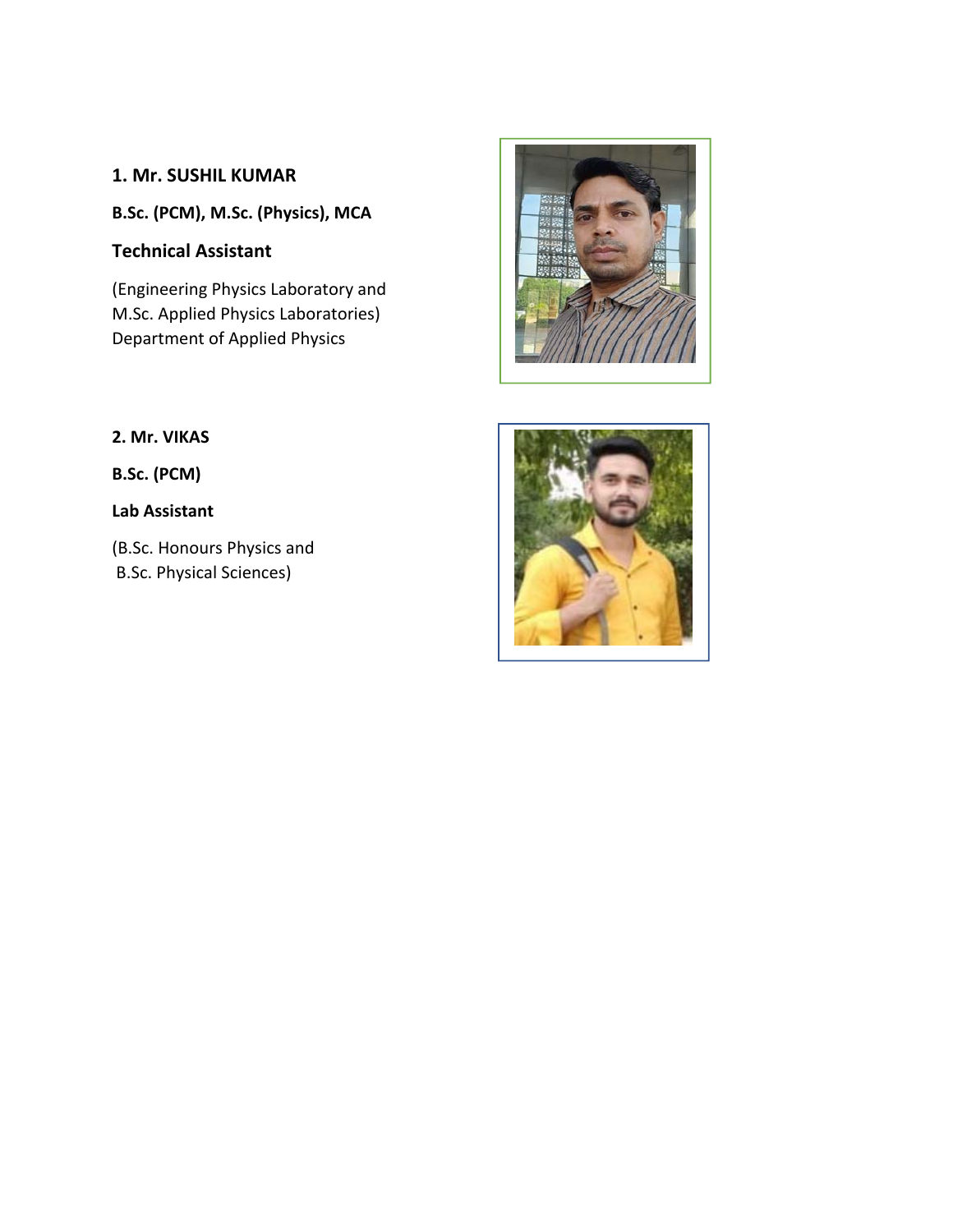**1. Mr. SUSHIL KUMAR**

**B.Sc. (PCM), M.Sc. (Physics), MCA**

**Technical Assistant**

(Engineering Physics Laboratory and
M.Sc. Applied Physics Laboratories)
Department of Applied Physics

**2. Mr. VIKAS**

**B.Sc. (PCM)**

**Lab Assistant**

(B.Sc. Honours Physics and
B.Sc. Physical Sciences)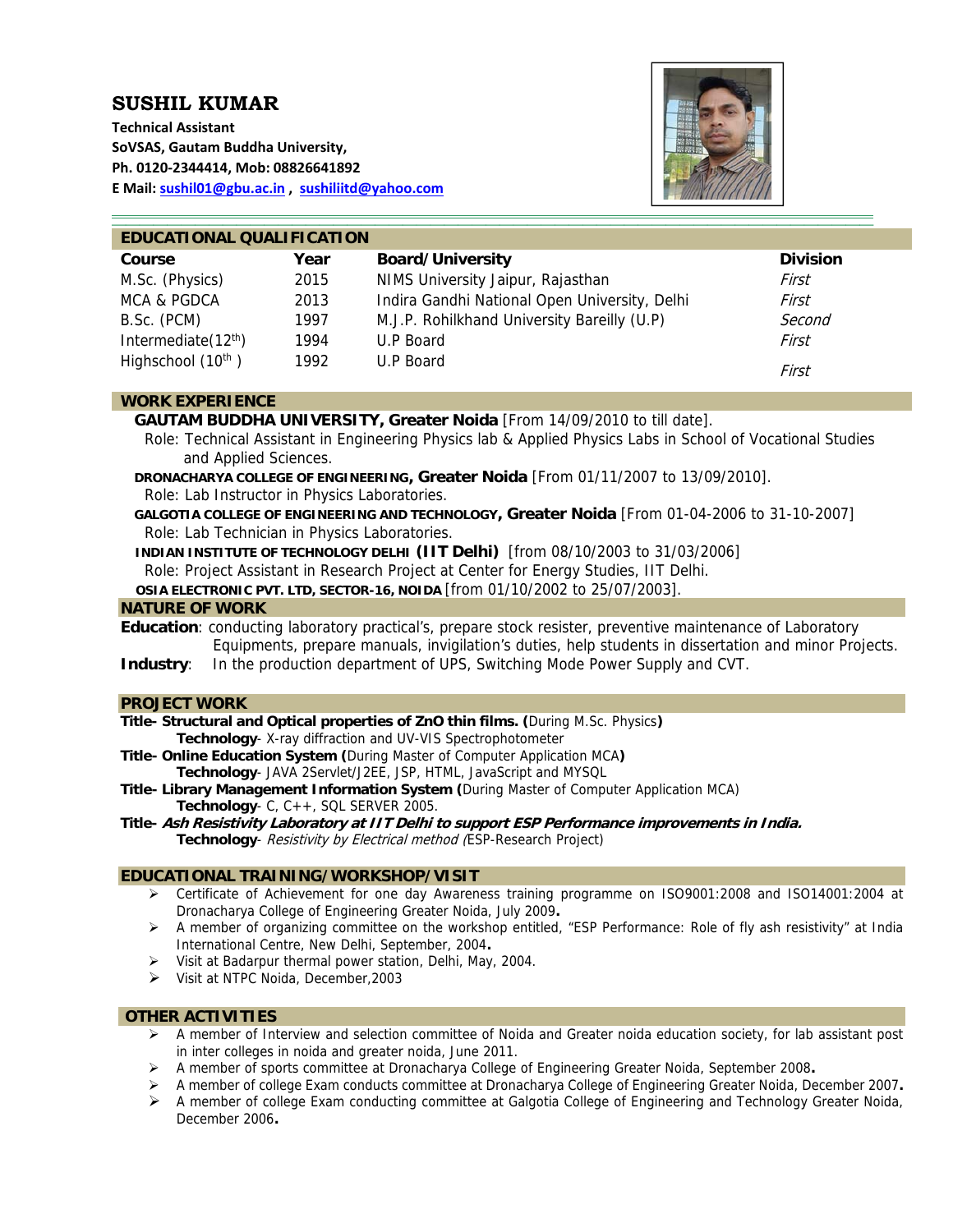# SUSHIL KUMAR

**Technical Assistant**
**SoVSAS, Gautam Buddha University,**
**Ph. 0120-2344414, Mob: 08826641892**
**E Mail: sushil01@gbu.ac.in , sushiliitd@yahoo.com**

## EDUCATIONAL QUALIFICATION

| Course | Year | Board/University | Division |
|---|---|---|---|
| M.Sc. (Physics) | 2015 | NIMS University Jaipur, Rajasthan | *First* |
| MCA & PGDCA | 2013 | Indira Gandhi National Open University, Delhi | *First* |
| B.Sc. (PCM) | 1997 | M.J.P. Rohilkhand University Bareilly (U.P) | *Second* |
| Intermediate(12th) | 1994 | U.P Board | *First* |
| Highschool (10th ) | 1992 | U.P Board | *First* |

## WORK EXPERIENCE

**GAUTAM BUDDHA UNIVERSITY, Greater Noida** [From 14/09/2010 to till date].
Role: Technical Assistant in Engineering Physics lab & Applied Physics Labs in School of Vocational Studies and Applied Sciences.

**DRONACHARYA COLLEGE OF ENGINEERING, Greater Noida** [From 01/11/2007 to 13/09/2010].
Role: Lab Instructor in Physics Laboratories.

**GALGOTIA COLLEGE OF ENGINEERING AND TECHNOLOGY, Greater Noida** [From 01-04-2006 to 31-10-2007]
Role: Lab Technician in Physics Laboratories.

**INDIAN INSTITUTE OF TECHNOLOGY DELHI (IIT Delhi)** [from 08/10/2003 to 31/03/2006]
Role: Project Assistant in Research Project at Center for Energy Studies, IIT Delhi.

**OSIA ELECTRONIC PVT. LTD, SECTOR-16, NOIDA** [from 01/10/2002 to 25/07/2003].

## NATURE OF WORK

**Education**: conducting laboratory practical's, prepare stock resister, preventive maintenance of Laboratory Equipments, prepare manuals, invigilation's duties, help students in dissertation and minor Projects.

**Industry**: In the production department of UPS, Switching Mode Power Supply and CVT.

## PROJECT WORK

**Title- Structural and Optical properties of ZnO thin films. (**During M.Sc. Physics**)**
**Technology**- X-ray diffraction and UV-VIS Spectrophotometer

**Title- Online Education System (**During Master of Computer Application MCA**)**
**Technology**- JAVA 2Servlet/J2EE, JSP, HTML, JavaScript and MYSQL

**Title- Library Management Information System (**During Master of Computer Application MCA)
**Technology**- C, C++, SQL SERVER 2005.

**Title- *Ash Resistivity Laboratory at IIT Delhi to support ESP Performance improvements in India.***
**Technology**- *Resistivity by Electrical method (*ESP-Research Project)

## EDUCATIONAL TRAINING/WORKSHOP/VISIT

- Certificate of Achievement for one day Awareness training programme on ISO9001:2008 and ISO14001:2004 at Dronacharya College of Engineering Greater Noida, July 2009**.**
- A member of organizing committee on the workshop entitled, "ESP Performance: Role of fly ash resistivity" at India International Centre, New Delhi, September, 2004**.**
- Visit at Badarpur thermal power station, Delhi, May, 2004.
- Visit at NTPC Noida, December,2003

## OTHER ACTIVITIES

- A member of Interview and selection committee of Noida and Greater noida education society, for lab assistant post in inter colleges in noida and greater noida, June 2011.
- A member of sports committee at Dronacharya College of Engineering Greater Noida, September 2008**.**
- A member of college Exam conducts committee at Dronacharya College of Engineering Greater Noida, December 2007**.**
- A member of college Exam conducting committee at Galgotia College of Engineering and Technology Greater Noida, December 2006**.**